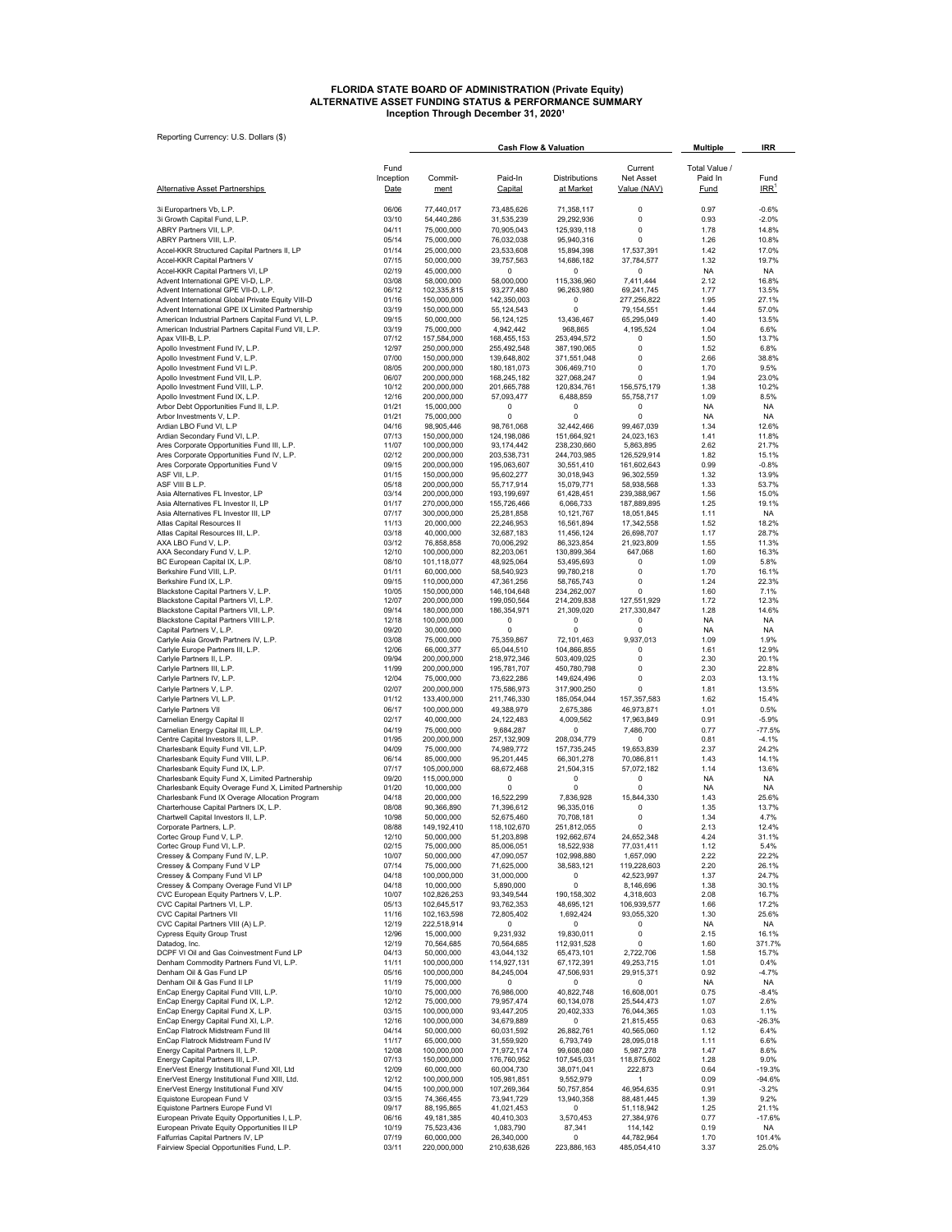# FLORIDA STATE BOARD OF ADMINISTRATION (Private Equity)
## ALTERNATIVE ASSET FUNDING STATUS & PERFORMANCE SUMMARY
### Inception Through December 31, 2020[1]

Reporting Currency: U.S. Dollars ($)

| | | Cash Flow & Valuation | | | | Multiple | IRR |
|---|---|---|---|---|---|---|---|
| Alternative Asset Partnerships | Fund Inception Date | Commit-ment | Paid-In Capital | Distributions at Market | Current Net Asset Value (NAV) | Total Value / Paid In Fund | Fund IRR[1] |
| 3i Europartners Vb, L.P. | 06/06 | 77,440,017 | 73,485,626 | 71,358,117 | 0 | 0.97 | -0.6% |
| 3i Growth Capital Fund, L.P. | 03/10 | 54,440,286 | 31,535,239 | 29,292,936 | 0 | 0.93 | -2.0% |
| ABRY Partners VII, L.P. | 04/11 | 75,000,000 | 70,905,043 | 125,939,118 | 0 | 1.78 | 14.8% |
| ABRY Partners VIII, L.P. | 05/14 | 75,000,000 | 76,032,038 | 95,940,316 | 0 | 1.26 | 10.8% |
| Accel-KKR Structured Capital Partners II, LP | 01/14 | 25,000,000 | 23,533,608 | 15,894,398 | 17,537,391 | 1.42 | 17.0% |
| Accel-KKR Capital Partners V | 07/15 | 50,000,000 | 39,757,563 | 14,686,182 | 37,784,577 | 1.32 | 19.7% |
| Accel-KKR Capital Partners VI, LP | 02/19 | 45,000,000 | 0 | 0 | 0 | NA | NA |
| Advent International GPE VI-D, L.P. | 03/08 | 58,000,000 | 58,000,000 | 115,336,960 | 7,411,444 | 2.12 | 16.8% |
| Advent International GPE VII-D, L.P. | 06/12 | 102,335,815 | 93,277,480 | 96,263,980 | 69,241,745 | 1.77 | 13.5% |
| Advent International Global Private Equity VIII-D | 01/16 | 150,000,000 | 142,350,003 | 0 | 277,256,822 | 1.95 | 27.1% |
| Advent International GPE IX Limited Partnership | 03/19 | 150,000,000 | 55,124,543 | 0 | 79,154,551 | 1.44 | 57.0% |
| American Industrial Partners Capital Fund VI, L.P. | 09/15 | 50,000,000 | 56,124,125 | 13,436,467 | 65,295,049 | 1.40 | 13.5% |
| American Industrial Partners Capital Fund VII, L.P. | 03/19 | 75,000,000 | 4,942,442 | 968,865 | 4,195,524 | 1.04 | 6.6% |
| Apax VIII-B, L.P. | 07/12 | 157,584,000 | 168,455,153 | 253,494,572 | 0 | 1.50 | 13.7% |
| Apollo Investment Fund IV, L.P. | 12/97 | 250,000,000 | 255,492,548 | 387,190,065 | 0 | 1.52 | 6.8% |
| Apollo Investment Fund V, L.P. | 07/00 | 150,000,000 | 139,648,802 | 371,551,048 | 0 | 2.66 | 38.8% |
| Apollo Investment Fund VI L.P. | 08/05 | 200,000,000 | 180,181,073 | 306,469,710 | 0 | 1.70 | 9.5% |
| Apollo Investment Fund VII, L.P. | 06/07 | 200,000,000 | 168,245,182 | 327,068,247 | 0 | 1.94 | 23.0% |
| Apollo Investment Fund VIII, L.P. | 10/12 | 200,000,000 | 201,665,788 | 120,834,761 | 156,575,179 | 1.38 | 10.2% |
| Apollo Investment Fund IX, L.P. | 12/16 | 200,000,000 | 57,093,477 | 6,488,859 | 55,758,717 | 1.09 | 8.5% |
| Arbor Debt Opportunities Fund II, L.P. | 01/21 | 15,000,000 | 0 | 0 | 0 | NA | NA |
| Arbor Investments V, L.P. | 01/21 | 75,000,000 | 0 | 0 | 0 | NA | NA |
| Ardian LBO Fund VI, L.P | 04/16 | 98,905,446 | 98,761,068 | 32,442,466 | 99,467,039 | 1.34 | 12.6% |
| Ardian Secondary Fund VI, L.P. | 07/13 | 150,000,000 | 124,198,086 | 151,664,921 | 24,023,163 | 1.41 | 11.8% |
| Ares Corporate Opportunities Fund III, L.P. | 11/07 | 100,000,000 | 93,174,442 | 238,230,660 | 5,863,895 | 2.62 | 21.7% |
| Ares Corporate Opportunities Fund IV, L.P. | 02/12 | 200,000,000 | 203,538,731 | 244,703,985 | 126,529,914 | 1.82 | 15.1% |
| Ares Corporate Opportunities Fund V | 09/15 | 200,000,000 | 195,063,607 | 30,551,410 | 161,602,643 | 0.99 | -0.8% |
| ASF VII, L.P. | 01/15 | 150,000,000 | 95,602,277 | 30,018,943 | 96,302,559 | 1.32 | 13.9% |
| ASF VIII B L.P. | 05/18 | 200,000,000 | 55,717,914 | 15,079,771 | 58,938,568 | 1.33 | 53.7% |
| Asia Alternatives FL Investor, LP | 03/14 | 200,000,000 | 193,199,697 | 61,428,451 | 239,388,967 | 1.56 | 15.0% |
| Asia Alternatives FL Investor II, LP | 01/17 | 270,000,000 | 155,726,466 | 6,066,733 | 187,889,895 | 1.25 | 19.1% |
| Asia Alternatives FL Investor III, LP | 07/17 | 300,000,000 | 25,281,858 | 10,121,767 | 18,051,845 | 1.11 | NA |
| Atlas Capital Resources II | 11/13 | 20,000,000 | 22,246,953 | 16,561,894 | 17,342,558 | 1.52 | 18.2% |
| Atlas Capital Resources III, L.P. | 03/18 | 40,000,000 | 32,687,183 | 11,456,124 | 26,698,707 | 1.17 | 28.7% |
| AXA LBO Fund V, L.P. | 03/12 | 76,858,858 | 70,006,292 | 86,323,854 | 21,923,809 | 1.55 | 11.3% |
| AXA Secondary Fund V, L.P. | 12/10 | 100,000,000 | 82,203,061 | 130,899,364 | 647,068 | 1.60 | 16.3% |
| BC European Capital IX, L.P. | 08/10 | 101,118,077 | 48,925,064 | 53,495,693 | 0 | 1.09 | 5.8% |
| Berkshire Fund VIII, L.P. | 01/11 | 60,000,000 | 58,540,923 | 99,780,218 | 0 | 1.70 | 16.1% |
| Berkshire Fund IX, L.P. | 09/15 | 110,000,000 | 47,361,256 | 58,765,743 | 0 | 1.24 | 22.3% |
| Blackstone Capital Partners V, L.P. | 10/05 | 150,000,000 | 146,104,648 | 234,262,007 | 0 | 1.60 | 7.1% |
| Blackstone Capital Partners VI, L.P. | 12/07 | 200,000,000 | 199,050,564 | 214,209,838 | 127,551,929 | 1.72 | 12.3% |
| Blackstone Capital Partners VII, L.P. | 09/14 | 180,000,000 | 186,354,971 | 21,309,020 | 217,330,847 | 1.28 | 14.6% |
| Blackstone Capital Partners VIII L.P. | 12/18 | 100,000,000 | 0 | 0 | 0 | NA | NA |
| Capital Partners V, L.P. | 09/20 | 30,000,000 | 0 | 0 | 0 | NA | NA |
| Carlyle Asia Growth Partners IV, L.P. | 03/08 | 75,000,000 | 75,359,867 | 72,101,463 | 9,937,013 | 1.09 | 1.9% |
| Carlyle Europe Partners III, L.P. | 12/06 | 66,000,377 | 65,044,510 | 104,866,855 | 0 | 1.61 | 12.9% |
| Carlyle Partners II, L.P. | 09/94 | 200,000,000 | 218,972,346 | 503,409,025 | 0 | 2.30 | 20.1% |
| Carlyle Partners III, L.P. | 11/99 | 200,000,000 | 195,781,707 | 450,780,798 | 0 | 2.30 | 22.8% |
| Carlyle Partners IV, L.P. | 12/04 | 75,000,000 | 73,622,286 | 149,624,496 | 0 | 2.03 | 13.1% |
| Carlyle Partners V, L.P. | 02/07 | 200,000,000 | 175,586,973 | 317,900,250 | 0 | 1.81 | 13.5% |
| Carlyle Partners VI, L.P. | 01/12 | 133,400,000 | 211,746,330 | 185,054,044 | 157,357,583 | 1.62 | 15.4% |
| Carlyle Partners VII | 06/17 | 100,000,000 | 49,388,979 | 2,675,386 | 46,973,871 | 1.01 | 0.5% |
| Carnelian Energy Capital II | 02/17 | 40,000,000 | 24,122,483 | 4,009,562 | 17,963,849 | 0.91 | -5.9% |
| Carnelian Energy Capital III, L.P. | 04/19 | 75,000,000 | 9,684,287 | 0 | 7,486,700 | 0.77 | -77.5% |
| Centre Capital Investors II, L.P. | 01/95 | 200,000,000 | 257,132,909 | 208,034,779 | 0 | 0.81 | -4.1% |
| Charlesbank Equity Fund VII, L.P. | 04/09 | 75,000,000 | 74,989,772 | 157,735,245 | 19,653,839 | 2.37 | 24.2% |
| Charlesbank Equity Fund VIII, L.P. | 06/14 | 85,000,000 | 95,201,445 | 66,301,278 | 70,086,811 | 1.43 | 14.1% |
| Charlesbank Equity Fund IX, L.P. | 07/17 | 105,000,000 | 68,672,468 | 21,504,315 | 57,072,182 | 1.14 | 13.6% |
| Charlesbank Equity Fund X, Limited Partnership | 09/20 | 115,000,000 | 0 | 0 | 0 | NA | NA |
| Charlesbank Equity Overage Fund X, Limited Partnership | 01/20 | 10,000,000 | 0 | 0 | 0 | NA | NA |
| Charlesbank Fund IX Overage Allocation Program | 04/18 | 20,000,000 | 16,522,299 | 7,836,928 | 15,844,330 | 1.43 | 25.6% |
| Charterhouse Capital Partners IX, L.P. | 08/08 | 90,366,890 | 71,396,612 | 96,335,016 | 0 | 1.35 | 13.7% |
| Chartwell Capital Investors II, L.P. | 10/98 | 50,000,000 | 52,675,460 | 70,708,181 | 0 | 1.34 | 4.7% |
| Corporate Partners, L.P. | 08/88 | 149,192,410 | 118,102,670 | 251,812,055 | 0 | 2.13 | 12.4% |
| Cortec Group Fund V, L.P. | 12/10 | 50,000,000 | 51,203,898 | 192,662,674 | 24,652,348 | 4.24 | 31.1% |
| Cortec Group Fund VI, L.P. | 02/15 | 75,000,000 | 85,006,051 | 18,522,938 | 77,031,411 | 1.12 | 5.4% |
| Cressey & Company Fund IV, L.P. | 10/07 | 50,000,000 | 47,090,057 | 102,998,880 | 1,657,090 | 2.22 | 22.2% |
| Cressey & Company Fund V LP | 07/14 | 75,000,000 | 71,625,000 | 38,583,121 | 119,228,603 | 2.20 | 26.1% |
| Cressey & Company Fund VI LP | 04/18 | 100,000,000 | 31,000,000 | 0 | 42,523,997 | 1.37 | 24.7% |
| Cressey & Company Overage Fund VI LP | 04/18 | 10,000,000 | 5,890,000 | 0 | 8,146,696 | 1.38 | 30.1% |
| CVC European Equity Partners V, L.P. | 10/07 | 102,826,253 | 93,349,544 | 190,158,302 | 4,318,603 | 2.08 | 16.7% |
| CVC Capital Partners VI, L.P. | 05/13 | 102,645,517 | 93,762,353 | 48,695,121 | 106,939,577 | 1.66 | 17.2% |
| CVC Capital Partners VII | 11/16 | 102,163,598 | 72,805,402 | 1,692,424 | 93,055,320 | 1.30 | 25.6% |
| CVC Capital Partners VIII (A) L.P. | 12/19 | 222,518,914 | 0 | 0 | 0 | NA | NA |
| Cypress Equity Group Trust | 12/96 | 15,000,000 | 9,231,932 | 19,830,011 | 0 | 2.15 | 16.1% |
| Datadog, Inc. | 12/19 | 70,564,685 | 70,564,685 | 112,931,528 | 0 | 1.60 | 371.7% |
| DCPF VI Oil and Gas Coinvestment Fund LP | 04/13 | 50,000,000 | 43,044,132 | 65,473,101 | 2,722,706 | 1.58 | 15.7% |
| Denham Commodity Partners Fund VI, L.P. | 11/11 | 100,000,000 | 114,927,131 | 67,172,391 | 49,253,715 | 1.01 | 0.4% |
| Denham Oil & Gas Fund LP | 05/16 | 100,000,000 | 84,245,004 | 47,506,931 | 29,915,371 | 0.92 | -4.7% |
| Denham Oil & Gas Fund II LP | 11/19 | 75,000,000 | 0 | 0 | 0 | NA | NA |
| EnCap Energy Capital Fund VIII, L.P. | 10/10 | 75,000,000 | 76,986,000 | 40,822,748 | 16,608,001 | 0.75 | -8.4% |
| EnCap Energy Capital Fund IX, L.P. | 12/12 | 75,000,000 | 79,957,474 | 60,134,078 | 25,544,473 | 1.07 | 2.6% |
| EnCap Energy Capital Fund X, L.P. | 03/15 | 100,000,000 | 93,447,205 | 20,402,333 | 76,044,365 | 1.03 | 1.1% |
| EnCap Energy Capital Fund XI, L.P. | 12/16 | 100,000,000 | 34,679,889 | 0 | 21,815,455 | 0.63 | -26.3% |
| EnCap Flatrock Midstream Fund III | 04/14 | 50,000,000 | 60,031,592 | 26,882,761 | 40,565,060 | 1.12 | 6.4% |
| EnCap Flatrock Midstream Fund IV | 11/17 | 65,000,000 | 31,559,920 | 6,793,749 | 28,095,018 | 1.11 | 6.6% |
| Energy Capital Partners II, L.P. | 12/08 | 100,000,000 | 71,972,174 | 99,608,080 | 5,987,278 | 1.47 | 8.6% |
| Energy Capital Partners III, L.P. | 07/13 | 150,000,000 | 176,760,952 | 107,545,031 | 118,875,602 | 1.28 | 9.0% |
| EnerVest Energy Institutional Fund XII, Ltd | 12/09 | 60,000,000 | 60,004,730 | 38,071,041 | 222,873 | 0.64 | -19.3% |
| EnerVest Energy Institutional Fund XIII, Ltd. | 12/12 | 100,000,000 | 105,981,851 | 9,552,979 | 1 | 0.09 | -94.6% |
| EnerVest Energy Institutional Fund XIV | 04/15 | 100,000,000 | 107,269,364 | 50,757,854 | 46,954,635 | 0.91 | -3.2% |
| Equistone European Fund V | 03/15 | 74,366,455 | 73,941,729 | 13,940,358 | 88,481,445 | 1.39 | 9.2% |
| Equistone Partners Europe Fund VI | 09/17 | 88,195,865 | 41,021,453 | 0 | 51,118,942 | 1.25 | 21.1% |
| European Private Equity Opportunities I, L.P. | 06/16 | 49,181,385 | 40,410,303 | 3,570,453 | 27,384,976 | 0.77 | -17.6% |
| European Private Equity Opportunities II LP | 10/19 | 75,523,436 | 1,083,790 | 87,341 | 114,142 | 0.19 | NA |
| Falfurrias Capital Partners IV, LP | 07/19 | 60,000,000 | 26,340,000 | 0 | 44,782,964 | 1.70 | 101.4% |
| Fairview Special Opportunities Fund, L.P. | 03/11 | 220,000,000 | 210,638,626 | 223,886,163 | 485,054,410 | 3.37 | 25.0% |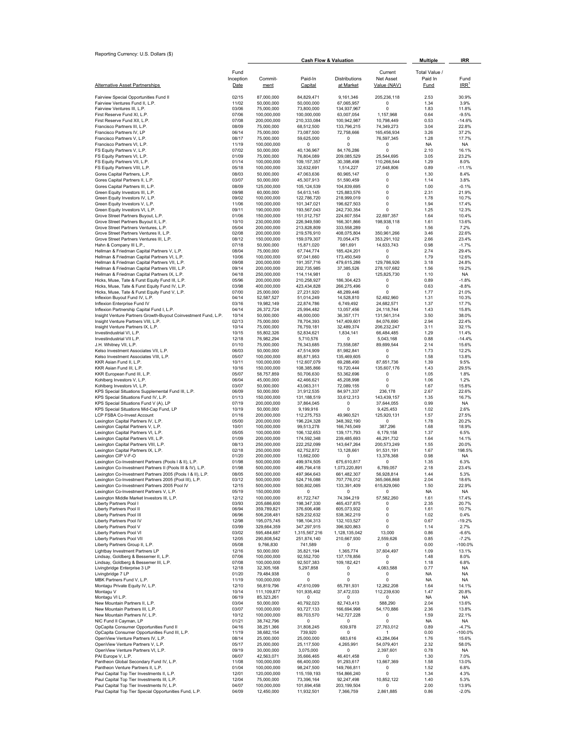Reporting Currency: U.S. Dollars ($)

| | | Cash Flow & Valuation | | | | Multiple | IRR |
|---|---|---|---|---|---|---|---|
| Alternative Asset Partnerships | Fund Inception Date | Commit-ment | Paid-In Capital | Distributions at Market | Current Net Asset Value (NAV) | Total Value / Paid In Fund | Fund IRR[1] |
| Fairview Special Opportunities Fund II | 02/15 | 87,000,000 | 84,829,471 | 9,161,346 | 205,236,118 | 2.53 | 30.9% |
| Fairview Ventures Fund II, L.P. | 11/02 | 50,000,000 | 50,000,000 | 67,065,957 | 0 | 1.34 | 3.9% |
| Fairview Ventures III, L.P. | 03/06 | 75,000,000 | 73,800,000 | 134,937,967 | 0 | 1.83 | 11.8% |
| First Reserve Fund XI, L.P. | 07/06 | 100,000,000 | 100,000,000 | 63,007,054 | 1,157,968 | 0.64 | -9.5% |
| First Reserve Fund XII, L.P. | 07/08 | 200,000,000 | 210,333,084 | 100,942,987 | 10,798,449 | 0.53 | -14.6% |
| Francisco Partners III, L.P. | 08/09 | 75,000,000 | 68,512,500 | 133,796,215 | 74,349,273 | 3.04 | 22.8% |
| Francisco Partners IV, LP | 06/14 | 75,000,000 | 73,087,500 | 72,758,666 | 165,456,934 | 3.26 | 37.2% |
| Francisco Partners V, L.P. | 08/17 | 75,000,000 | 59,625,000 | 0 | 76,597,345 | 1.28 | 17.7% |
| Francisco Partners VI, L.P. | 11/19 | 100,000,000 | 0 | 0 | 0 | NA | NA |
| FS Equity Partners V, L.P. | 07/02 | 50,000,000 | 40,136,967 | 84,176,286 | 0 | 2.10 | 16.1% |
| FS Equity Partners VI, L.P. | 01/09 | 75,000,000 | 76,804,089 | 209,085,529 | 25,544,695 | 3.05 | 23.2% |
| FS Equity Partners VII, L.P. | 01/14 | 100,000,000 | 109,157,357 | 30,398,498 | 110,266,544 | 1.29 | 8.0% |
| FS Equity Partners VIII, L.P. | 05/18 | 100,000,000 | 32,632,691 | 1,514,227 | 27,648,806 | 0.89 | -11.1% |
| Gores Capital Partners, L.P. | 08/03 | 50,000,000 | 47,063,636 | 60,965,147 | 0 | 1.30 | 8.4% |
| Gores Capital Partners II, L.P. | 03/07 | 50,000,000 | 45,307,913 | 51,590,459 | 0 | 1.14 | 3.8% |
| Gores Capital Partners III, L.P. | 08/09 | 125,000,000 | 105,124,539 | 104,839,695 | 0 | 1.00 | -0.1% |
| Green Equity Investors III, L.P. | 09/98 | 60,000,000 | 54,613,145 | 125,883,576 | 0 | 2.31 | 21.9% |
| Green Equity Investors IV, L.P. | 09/02 | 100,000,000 | 122,786,720 | 218,999,019 | 0 | 1.78 | 10.7% |
| Green Equity Investors V, L.P. | 11/06 | 100,000,000 | 101,347,021 | 196,627,503 | 0 | 1.94 | 17.4% |
| Green Equity Investors VI, L.P. | 09/11 | 190,000,000 | 193,567,043 | 242,730,354 | 0 | 1.25 | 12.3% |
| Grove Street Partners Buyout, L.P. | 01/06 | 150,000,000 | 151,012,757 | 224,607,554 | 22,697,357 | 1.64 | 10.4% |
| Grove Street Partners Buyout II, L.P. | 10/10 | 230,000,000 | 226,949,590 | 166,301,866 | 198,938,118 | 1.61 | 13.6% |
| Grove Street Partners Ventures, L.P. | 05/04 | 200,000,000 | 213,828,809 | 333,588,289 | 0 | 1.56 | 7.2% |
| Grove Street Partners Ventures II, L.P. | 02/08 | 200,000,000 | 219,576,910 | 408,075,804 | 350,961,266 | 3.46 | 22.6% |
| Grove Street Partners Ventures III, L.P. | 08/12 | 150,000,000 | 159,079,307 | 70,054,475 | 353,291,102 | 2.66 | 23.4% |
| Hahn & Company III L.P., | 07/18 | 50,000,000 | 15,871,020 | 981,691 | 14,633,743 | 0.98 | -1.7% |
| Hellman & Friedman Capital Partners V, L.P. | 08/04 | 75,000,000 | 67,744,774 | 185,424,201 | 0 | 2.74 | 29.4% |
| Hellman & Friedman Capital Partners VI, L.P. | 10/06 | 100,000,000 | 97,041,660 | 173,450,549 | 0 | 1.79 | 12.6% |
| Hellman & Friedman Capital Partners VII, L.P. | 09/08 | 200,000,000 | 191,357,716 | 479,615,286 | 129,786,926 | 3.18 | 24.8% |
| Hellman & Friedman Capital Partners VIII, L.P. | 09/14 | 200,000,000 | 202,735,985 | 37,385,526 | 278,107,682 | 1.56 | 19.2% |
| Hellman & Friedman Capital Partners IX, L.P. | 04/18 | 250,000,000 | 114,114,981 | 0 | 125,825,730 | 1.10 | NA |
| Hicks, Muse, Tate & Furst Equity Fund III, L.P. | 05/96 | 200,000,000 | 210,258,927 | 186,304,423 | 0 | 0.89 | -1.8% |
| Hicks, Muse, Tate & Furst Equity Fund IV, L.P. | 03/98 | 400,000,000 | 423,434,828 | 266,275,496 | 0 | 0.63 | -8.8% |
| Hicks, Muse, Tate & Furst Equity Fund V, L.P. | 07/00 | 25,000,000 | 27,231,920 | 48,289,446 | 0 | 1.77 | 21.0% |
| Inflexion Buyout Fund IV, L.P. | 04/14 | 52,587,527 | 51,014,249 | 14,528,810 | 52,492,960 | 1.31 | 10.3% |
| Inflexion Enterprise Fund IV | 03/16 | 19,982,149 | 22,874,786 | 6,749,492 | 24,682,571 | 1.37 | 17.7% |
| Inflexion Partnership Capital Fund I, L.P. | 04/14 | 26,372,724 | 25,994,482 | 13,057,456 | 24,118,744 | 1.43 | 15.8% |
| Insight Venture Partners Growth-Buyout Coinvestment Fund, L.P. | 10/14 | 50,000,000 | 48,000,000 | 36,357,171 | 131,561,314 | 3.50 | 38.0% |
| Insight Venture Partners VIII, L.P. | 02/13 | 75,000,000 | 78,704,393 | 147,409,601 | 84,076,690 | 2.94 | 22.4% |
| Insight Venture Partners IX, L.P. | 10/14 | 75,000,000 | 76,759,181 | 32,489,374 | 206,232,247 | 3.11 | 32.1% |
| Investindustrial VI, L.P. | 10/15 | 55,802,326 | 52,834,621 | 1,834,141 | 66,484,485 | 1.29 | 11.4% |
| Investindustrial VII L.P. | 12/18 | 76,982,294 | 5,710,576 | 0 | 5,043,168 | 0.88 | -14.4% |
| J.H. Whitney VII, L.P. | 01/10 | 75,000,000 | 76,343,685 | 73,558,087 | 89,699,544 | 2.14 | 15.6% |
| Kelso Investment Associates VII, L.P. | 06/03 | 50,000,000 | 47,514,909 | 81,982,841 | 0 | 1.73 | 12.2% |
| Kelso Investment Associates VIII, L.P. | 05/07 | 100,000,000 | 85,871,953 | 135,469,605 | 0 | 1.58 | 13.8% |
| KKR Asian Fund II, L.P. | 10/11 | 100,000,000 | 112,607,079 | 69,288,490 | 87,651,736 | 1.39 | 9.5% |
| KKR Asian Fund III, L.P. | 10/16 | 150,000,000 | 108,385,866 | 19,720,444 | 135,607,176 | 1.43 | 29.5% |
| KKR European Fund III, L.P. | 05/07 | 58,757,859 | 50,706,630 | 53,362,696 | 0 | 1.05 | 1.8% |
| Kohlberg Investors V, L.P. | 06/04 | 45,000,000 | 42,466,621 | 45,208,998 | 0 | 1.06 | 1.2% |
| Kohlberg Investors VI, L.P. | 03/07 | 50,000,000 | 43,063,311 | 72,089,155 | 0 | 1.67 | 15.8% |
| KPS Special Situations Supplemental Fund III, L.P. | 06/09 | 50,000,000 | 31,912,535 | 84,971,337 | 236,178 | 2.67 | 22.6% |
| KPS Special Situations Fund IV, L.P. | 01/13 | 150,000,000 | 131,188,519 | 33,612,313 | 143,439,157 | 1.35 | 16.7% |
| KPS Special Situations Fund V (A), LP | 07/19 | 200,000,000 | 37,864,045 | 0 | 37,644,055 | 0.99 | NA |
| KPS Special Situations Mid-Cap Fund, LP | 10/19 | 50,000,000 | 9,199,916 | 0 | 9,425,453 | 1.02 | 2.6% |
| LCP FSBA Co-Invest Account | 01/16 | 200,000,000 | 112,275,753 | 49,960,521 | 125,920,131 | 1.57 | 27.5% |
| Lexington Capital Partners IV, L.P. | 05/00 | 200,000,000 | 196,224,328 | 348,392,190 | 0 | 1.78 | 20.2% |
| Lexington Capital Partners V, L.P. | 10/01 | 100,000,000 | 99,513,278 | 166,745,049 | 387,296 | 1.68 | 18.9% |
| Lexington Capital Partners VI, L.P. | 05/05 | 100,000,000 | 106,132,653 | 139,171,793 | 6,179,158 | 1.37 | 6.5% |
| Lexington Capital Partners VII, L.P. | 01/09 | 200,000,000 | 174,592,348 | 239,485,693 | 46,291,732 | 1.64 | 14.1% |
| Lexington Capital Partners VIII, L.P. | 08/13 | 250,000,000 | 222,252,099 | 143,647,264 | 200,573,249 | 1.55 | 20.0% |
| Lexington Capital Partners IX, L.P. | 02/18 | 250,000,000 | 62,752,872 | 13,128,661 | 91,531,191 | 1.67 | 198.5% |
| Lexington CIP V-F-O | 01/20 | 200,000,000 | 13,662,000 | 0 | 13,378,368 | 0.98 | NA |
| Lexington Co-Investment Partners (Pools I & II), L.P. | 01/98 | 500,000,000 | 499,974,505 | 675,610,817 | 0 | 1.35 | 6.3% |
| Lexington Co-Investment Partners II (Pools III & IV), L.P. | 01/98 | 500,000,000 | 495,794,418 | 1,073,220,891 | 6,789,057 | 2.18 | 23.4% |
| Lexington Co-Investment Partners 2005 (Pools I & II), L.P. | 08/05 | 500,000,000 | 497,964,643 | 661,482,307 | 56,928,814 | 1.44 | 5.3% |
| Lexington Co-Investment Partners 2005 (Pool III), L.P. | 03/12 | 500,000,000 | 524,716,088 | 707,776,012 | 365,066,868 | 2.04 | 18.6% |
| Lexington Co-Investment Partners 2005 Pool IV | 12/15 | 500,000,000 | 500,802,065 | 133,391,409 | 615,829,060 | 1.50 | 22.9% |
| Lexington Co-Investment Partners V, L.P. | 05/19 | 150,000,000 | 0 | 0 | 0 | NA | NA |
| Lexington Middle Market Investors III, L.P. | 12/12 | 100,000,000 | 81,722,747 | 74,394,219 | 57,582,260 | 1.61 | 17.4% |
| Liberty Partners Pool I | 03/93 | 205,686,600 | 198,347,330 | 465,437,875 | 0 | 2.35 | 20.7% |
| Liberty Partners Pool II | 06/94 | 359,789,821 | 376,606,498 | 605,073,932 | 0 | 1.61 | 10.7% |
| Liberty Partners Pool III | 06/96 | 506,208,481 | 529,232,632 | 538,362,219 | 0 | 1.02 | 0.4% |
| Liberty Partners Pool IV | 12/98 | 195,075,745 | 198,104,313 | 132,103,527 | 0 | 0.67 | -19.2% |
| Liberty Partners Pool V | 03/99 | 329,664,359 | 347,297,915 | 396,920,863 | 0 | 1.14 | 2.7% |
| Liberty Partners Pool VI | 03/02 | 595,484,687 | 1,315,567,216 | 1,128,135,042 | 13,000 | 0.86 | -6.6% |
| Liberty Partners Pool VII | 12/05 | 290,808,542 | 251,874,140 | 210,667,930 | 2,559,626 | 0.85 | -7.2% |
| Liberty Partners Group II, L.P. | 05/08 | 9,766,830 | 741,589 | 0 | 0 | 0.00 | -100.0% |
| Lightbay Investment Partners LP | 12/16 | 50,000,000 | 35,821,194 | 1,365,774 | 37,604,497 | 1.09 | 13.1% |
| Lindsay, Goldberg & Bessemer II, L.P. | 07/06 | 100,000,000 | 92,552,700 | 137,178,856 | 0 | 1.48 | 8.0% |
| Lindsay, Goldberg & Bessemer III, L.P. | 07/08 | 100,000,000 | 92,507,383 | 109,182,421 | 0 | 1.18 | 6.8% |
| Livingbridge Enterprise 3 LP | 12/18 | 32,305,168 | 5,297,858 | 0 | 4,083,588 | 0.77 | NA |
| Livingbridge 7 LP | 01/20 | 79,484,938 | 0 | 0 | 0 | NA | NA |
| MBK Partners Fund V, L.P. | 11/19 | 100,000,000 | 0 | 0 | 0 | NA | NA |
| Montagu Private Equity IV, L.P. | 12/10 | 56,819,796 | 47,610,099 | 65,781,931 | 12,262,208 | 1.64 | 14.1% |
| Montagu V | 10/14 | 111,109,877 | 101,935,402 | 37,472,033 | 112,239,630 | 1.47 | 20.8% |
| Montagu VI L.P. | 06/19 | 85,323,261 | 0 | 0 | 0 | NA | NA |
| New Mountain Partners II, L.P. | 03/04 | 50,000,000 | 40,792,023 | 82,743,413 | 588,290 | 2.04 | 13.6% |
| New Mountain Partners III, L.P. | 03/07 | 100,000,000 | 93,727,133 | 166,694,998 | 54,170,886 | 2.36 | 13.8% |
| New Mountain Partners IV, L.P. | 10/12 | 100,000,000 | 89,703,570 | 142,727,228 | 0 | 1.59 | 22.1% |
| NIC Fund II Cayman, LP | 01/21 | 38,742,796 | 0 | 0 | 0 | NA | NA |
| OpCapita Consumer Opportunities Fund II | 04/16 | 38,251,366 | 31,808,245 | 639,978 | 27,763,012 | 0.89 | -4.7% |
| OpCapita Consumer Opportunities Fund III, L.P. | 11/19 | 38,682,154 | 739,920 | 0 | 1 | 0.00 | -100.0% |
| OpenView Venture Partners IV, L.P. | 08/14 | 25,000,000 | 25,000,000 | 683,616 | 43,284,064 | 1.76 | 15.6% |
| OpenView Venture Partners V, L.P. | 05/17 | 25,000,000 | 25,117,500 | 4,265,991 | 54,079,401 | 2.32 | 58.0% |
| OpenView Venture Partners VI, L.P. | 09/19 | 30,000,000 | 3,075,000 | 0 | 2,397,601 | 0.78 | NA |
| PAI Europe V, L.P. | 06/07 | 42,563,071 | 35,666,465 | 46,401,458 | 0 | 1.30 | 7.0% |
| Pantheon Global Secondary Fund IV, L.P. | 11/08 | 100,000,000 | 66,400,000 | 91,293,617 | 13,667,369 | 1.58 | 13.0% |
| Pantheon Venture Partners II, L.P. | 01/04 | 100,000,000 | 98,247,500 | 149,766,811 | 0 | 1.52 | 6.8% |
| Paul Capital Top Tier Investments II, L.P. | 12/01 | 120,000,000 | 115,159,193 | 154,866,240 | 0 | 1.34 | 4.3% |
| Paul Capital Top Tier Investments III, L.P. | 12/04 | 75,000,000 | 73,396,164 | 92,247,498 | 10,852,122 | 1.40 | 5.3% |
| Paul Capital Top Tier Investments IV, L.P. | 04/07 | 100,000,000 | 101,694,458 | 203,199,504 | 0 | 2.00 | 13.9% |
| Paul Capital Top Tier Special Opportunities Fund, L.P. | 04/09 | 12,450,000 | 11,932,501 | 7,366,759 | 2,861,885 | 0.86 | -2.0% |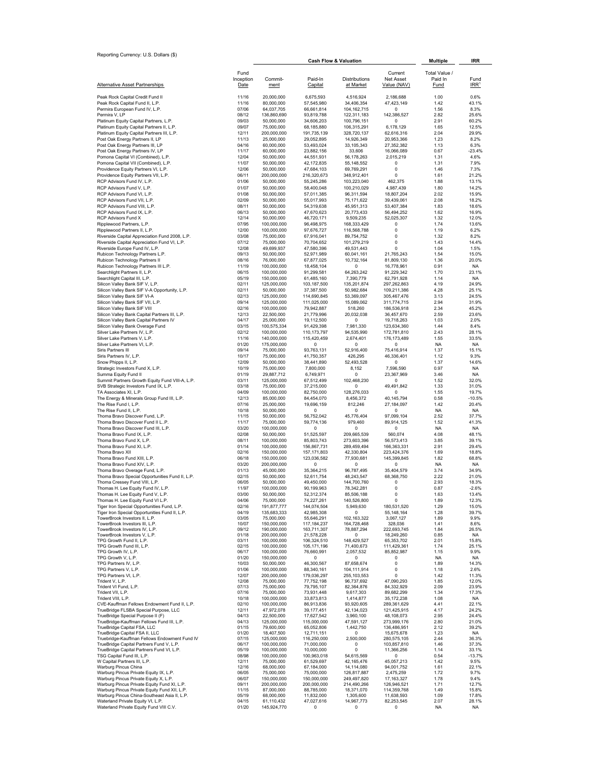Reporting Currency: U.S. Dollars ($)

| Alternative Asset Partnerships | Fund Inception Date | Commit-ment | Paid-In Capital | Distributions at Market | Current Net Asset Value (NAV) | Total Value / Paid In Fund | Fund IRR[1] |
|---|---|---|---|---|---|---|---|
| | | Cash Flow & Valuation | | | | Multiple | IRR |
| Peak Rock Capital Credit Fund II | 11/16 | 20,000,000 | 6,675,593 | 4,516,924 | 2,186,688 | 1.00 | 0.6% |
| Peak Rock Capital Fund II, L.P. | 11/16 | 80,000,000 | 57,545,980 | 34,406,354 | 47,423,149 | 1.42 | 43.1% |
| Permira European Fund IV, L.P. | 07/06 | 64,037,705 | 66,661,814 | 104,162,715 | 0 | 1.56 | 8.3% |
| Permira V, LP | 08/12 | 136,860,690 | 93,619,788 | 122,311,183 | 142,386,527 | 2.82 | 25.6% |
| Platinum Equity Capital Partners, L.P. | 09/03 | 50,000,000 | 34,606,203 | 100,796,151 | 0 | 2.91 | 60.2% |
| Platinum Equity Capital Partners II, L.P. | 09/07 | 75,000,000 | 68,185,880 | 106,315,291 | 6,178,129 | 1.65 | 12.5% |
| Platinum Equity Capital Partners III, L.P. | 12/11 | 200,000,000 | 191,735,139 | 328,720,137 | 62,616,316 | 2.04 | 29.9% |
| Post Oak Energy Partners II, LP | 11/13 | 25,000,000 | 29,052,895 | 14,926,349 | 20,953,366 | 1.23 | 8.2% |
| Post Oak Energy Partners III, LP | 04/16 | 60,000,000 | 53,493,024 | 33,105,343 | 27,352,382 | 1.13 | 6.3% |
| Post Oak Energy Partners IV, LP | 11/17 | 60,000,000 | 23,882,156 | 33,606 | 16,066,089 | 0.67 | -23.4% |
| Pomona Capital VI (Combined), L.P. | 12/04 | 50,000,000 | 44,551,931 | 56,178,263 | 2,015,219 | 1.31 | 4.6% |
| Pomona Capital VII (Combined), L.P. | 11/07 | 50,000,000 | 42,172,835 | 55,148,552 | 0 | 1.31 | 7.9% |
| Providence Equity Partners VI, L.P. | 12/06 | 50,000,000 | 47,684,103 | 69,769,291 | 0 | 1.46 | 7.3% |
| Providence Equity Partners VII, L.P. | 06/11 | 200,000,000 | 216,320,673 | 348,912,401 | 0 | 1.61 | 21.2% |
| RCP Advisors Fund IV, L.P. | 01/06 | 50,000,000 | 55,245,286 | 103,223,040 | 462,375 | 1.88 | 13.1% |
| RCP Advisors Fund V, L.P. | 01/07 | 50,000,000 | 58,400,048 | 100,210,029 | 4,987,439 | 1.80 | 14.2% |
| RCP Advisors Fund VI, L.P. | 01/08 | 50,000,000 | 57,011,385 | 96,311,594 | 18,807,204 | 2.02 | 15.9% |
| RCP Advisors Fund VII, L.P. | 02/09 | 50,000,000 | 55,017,993 | 75,171,622 | 39,439,061 | 2.08 | 18.2% |
| RCP Advisors Fund VIII, L.P. | 08/11 | 50,000,000 | 54,319,638 | 45,951,313 | 53,407,384 | 1.83 | 18.6% |
| RCP Advisors Fund IX, L.P. | 06/13 | 50,000,000 | 47,670,623 | 20,773,433 | 56,494,252 | 1.62 | 16.9% |
| RCP Advisors Fund X | 12/14 | 50,000,000 | 46,720,171 | 9,509,235 | 52,025,307 | 1.32 | 12.0% |
| Ripplewood Partners, L.P. | 07/95 | 100,000,000 | 96,498,975 | 168,333,429 | 0 | 1.74 | 13.6% |
| Ripplewood Partners II, L.P. | 12/00 | 100,000,000 | 97,676,727 | 116,568,788 | 0 | 1.19 | 6.2% |
| Riverside Capital Appreciation Fund 2008, L.P. | 03/08 | 75,000,000 | 67,916,041 | 89,754,752 | 0 | 1.32 | 8.2% |
| Riverside Capital Appreciation Fund VI, L.P. | 07/12 | 75,000,000 | 70,704,652 | 101,279,219 | 0 | 1.43 | 14.4% |
| Riverside Europe Fund IV, L.P. | 12/08 | 49,699,937 | 47,580,396 | 49,531,443 | 0 | 1.04 | 1.5% |
| Rubicon Technology Partners L.P. | 09/13 | 50,000,000 | 52,971,989 | 60,041,161 | 21,765,243 | 1.54 | 15.0% |
| Rubicon Technology Partners II | 08/16 | 76,000,000 | 67,877,025 | 10,732,164 | 81,809,130 | 1.36 | 20.0% |
| Rubicon Technology Partners III L.P. | 11/19 | 100,000,000 | 18,458,104 | 0 | 16,778,961 | 0.91 | NA |
| Searchlight Partners II, L.P. | 06/15 | 100,000,000 | 91,299,581 | 64,263,242 | 91,229,342 | 1.70 | 23.1% |
| Searchlight Capital III, L.P. | 05/19 | 150,000,000 | 61,485,160 | 7,390,779 | 62,791,928 | 1.14 | NA |
| Silicon Valley Bank SIF V, L.P. | 02/11 | 125,000,000 | 103,187,500 | 135,201,874 | 297,262,863 | 4.19 | 24.9% |
| Silicon Valley Bank SIF V-A Opportunity, L.P. | 02/11 | 50,000,000 | 37,387,500 | 50,982,684 | 109,211,386 | 4.28 | 25.1% |
| Silicon Valley Bank SIF VI-A | 02/13 | 125,000,000 | 114,690,845 | 53,369,097 | 305,467,476 | 3.13 | 24.5% |
| Silicon Valley Bank SIF VII, L.P. | 09/14 | 125,000,000 | 111,025,000 | 15,089,062 | 311,774,715 | 2.94 | 31.9% |
| Silicon Valley Bank SIF VIII | 02/16 | 100,000,000 | 79,942,887 | 518,260 | 186,536,918 | 2.34 | 45.2% |
| Silicon Valley Bank Capital Partners III, L.P. | 12/13 | 22,500,000 | 21,779,996 | 20,032,038 | 36,457,670 | 2.59 | 23.6% |
| Silicon Valley Bank Capital Partners IV | 04/17 | 25,000,000 | 19,112,500 | 0 | 19,718,263 | 1.03 | 2.0% |
| Silicon Valley Bank Overage Fund | 03/15 | 100,575,334 | 91,429,398 | 7,981,330 | 123,634,360 | 1.44 | 8.4% |
| Silver Lake Partners IV, L.P. | 02/12 | 100,000,000 | 110,173,797 | 94,535,990 | 172,781,810 | 2.43 | 28.1% |
| Silver Lake Partners V, L.P. | 11/16 | 140,000,000 | 115,420,459 | 2,674,401 | 176,173,489 | 1.55 | 33.5% |
| Silver Lake Partners VI, L.P. | 01/20 | 175,000,000 | 0 | 0 | 0 | NA | NA |
| Siris Partners III | 09/14 | 75,000,000 | 93,763,131 | 52,916,400 | 75,416,914 | 1.37 | 15.1% |
| Siris Partners IV, L.P. | 10/17 | 75,000,000 | 41,750,357 | 426,295 | 46,336,401 | 1.12 | 9.3% |
| Snow Phipps II, L.P. | 12/09 | 50,000,000 | 38,441,890 | 52,493,528 | 0 | 1.37 | 14.6% |
| Strategic Investors Fund X, L.P. | 10/19 | 75,000,000 | 7,800,000 | 8,152 | 7,596,590 | 0.97 | NA |
| Summa Equity Fund II | 01/19 | 29,887,712 | 6,749,971 | 0 | 23,367,969 | 3.46 | NA |
| Summit Partners Growth Equity Fund VIII-A, L.P. | 03/11 | 125,000,000 | 67,512,499 | 102,468,230 | 0 | 1.52 | 32.0% |
| SVB Strategic Investors Fund IX, L.P. | 03/18 | 75,000,000 | 37,215,000 | 0 | 49,491,842 | 1.33 | 31.0% |
| TA Associates XI, L.P. | 04/09 | 100,000,000 | 82,750,000 | 128,276,033 | 0 | 1.55 | 19.7% |
| The Energy & Minerals Group Fund III, L.P. | 12/13 | 85,000,000 | 84,454,070 | 8,456,372 | 40,145,794 | 0.58 | -10.5% |
| The Rise Fund I, L.P. | 07/16 | 25,000,000 | 19,696,159 | 812,246 | 27,184,097 | 1.42 | 20.4% |
| The Rise Fund II, L.P. | 10/18 | 50,000,000 | 0 | 0 | 0 | NA | NA |
| Thoma Bravo Discover Fund, L.P. | 11/15 | 50,000,000 | 56,752,042 | 45,776,404 | 97,099,104 | 2.52 | 37.7% |
| Thoma Bravo Discover Fund II L.P. | 11/17 | 75,000,000 | 59,774,136 | 979,460 | 89,914,125 | 1.52 | 41.3% |
| Thoma Bravo Discover Fund III, L.P. | 03/20 | 100,000,000 | 0 | 0 | 0 | NA | NA |
| Thoma Bravo Fund IX, L.P. | 02/08 | 50,000,000 | 51,525,597 | 209,665,539 | 560,074 | 4.08 | 48.1% |
| Thoma Bravo Fund X, L.P. | 08/11 | 100,000,000 | 85,803,743 | 273,603,396 | 56,573,413 | 3.85 | 39.1% |
| Thoma Bravo Fund XI, L.P. | 01/14 | 100,000,000 | 156,867,731 | 289,459,494 | 166,363,331 | 2.91 | 29.4% |
| Thoma Bravo XII | 02/16 | 150,000,000 | 157,171,803 | 42,330,804 | 223,424,376 | 1.69 | 18.8% |
| Thoma Bravo Fund XIII, L.P. | 06/18 | 150,000,000 | 123,036,582 | 77,930,681 | 145,399,845 | 1.82 | 68.8% |
| Thoma Bravo Fund XIV, L.P. | 03/20 | 200,000,000 | 0 | 0 | 0 | NA | NA |
| Thoma Bravo Overage Fund, L.P. | 01/13 | 45,000,000 | 35,364,215 | 96,787,495 | 35,404,579 | 3.74 | 34.9% |
| Thoma Bravo Special Opportunities Fund II, L.P. | 02/15 | 50,000,000 | 52,611,754 | 48,243,547 | 68,368,750 | 2.22 | 21.0% |
| Thoma Cressey Fund VIII, L.P. | 06/05 | 50,000,000 | 49,450,000 | 144,700,760 | 0 | 2.93 | 18.3% |
| Thomas H. Lee Equity Fund IV, L.P. | 11/97 | 100,000,000 | 90,199,963 | 78,342,281 | 0 | 0.87 | -2.6% |
| Thomas H. Lee Equity Fund V, L.P. | 03/00 | 50,000,000 | 52,312,374 | 85,506,188 | 0 | 1.63 | 13.4% |
| Thomas H. Lee Equity Fund VI L.P. | 04/06 | 75,000,000 | 74,227,261 | 140,526,800 | 0 | 1.89 | 12.3% |
| Tiger Iron Special Opportunities Fund, L.P. | 02/16 | 191,877,777 | 144,074,504 | 5,949,630 | 180,531,520 | 1.29 | 15.0% |
| Tiger Iron Special Opportunities Fund II, L.P. | 04/19 | 135,683,333 | 42,985,308 | 0 | 55,148,164 | 1.28 | 39.7% |
| TowerBrook Investors II, L.P. | 03/05 | 75,000,000 | 55,646,291 | 102,163,322 | 3,067,127 | 1.89 | 9.9% |
| TowerBrook Investors III, L.P. | 10/07 | 150,000,000 | 117,184,237 | 164,728,468 | 328,036 | 1.41 | 8.6% |
| TowerBrook Investors IV, L.P. | 09/12 | 190,000,000 | 163,711,307 | 78,887,294 | 222,693,745 | 1.84 | 26.5% |
| TowerBrook Investors V, L.P. | 01/18 | 200,000,000 | 21,578,228 | 0 | 18,249,260 | 0.85 | NA |
| TPG Growth Fund II, L.P. | 03/11 | 100,000,000 | 106,324,510 | 148,429,527 | 65,353,702 | 2.01 | 15.8% |
| TPG Growth Fund III, L.P. | 02/15 | 100,000,000 | 105,171,196 | 71,400,673 | 111,429,361 | 1.74 | 25.1% |
| TPG Growth IV, L.P. | 06/17 | 100,000,000 | 76,660,991 | 2,057,532 | 85,852,987 | 1.15 | 9.9% |
| TPG Growth V, L.P. | 01/20 | 150,000,000 | 0 | 0 | 0 | NA | NA |
| TPG Partners IV, L.P. | 10/03 | 50,000,000 | 46,300,567 | 87,658,674 | 0 | 1.89 | 14.3% |
| TPG Partners V, L.P. | 01/06 | 100,000,000 | 88,340,161 | 104,111,914 | 0 | 1.18 | 2.6% |
| TPG Partners VI, L.P. | 12/07 | 200,000,000 | 179,036,297 | 255,103,553 | 0 | 1.42 | 11.3% |
| Trident V, L.P. | 12/08 | 75,000,000 | 77,752,198 | 96,737,692 | 47,090,293 | 1.85 | 12.0% |
| Trident VI Fund, L.P. | 07/13 | 75,000,000 | 79,795,107 | 82,364,876 | 84,332,929 | 2.09 | 23.9% |
| Trident VII, L.P. | 07/16 | 75,000,000 | 73,931,448 | 9,617,303 | 89,682,299 | 1.34 | 17.3% |
| Trident VIII, L.P. | 10/18 | 100,000,000 | 33,873,813 | 1,414,877 | 35,172,238 | 1.08 | NA |
| CVE-Kauffman Fellows Endowment Fund II, L.P. | 02/10 | 100,000,000 | 86,913,836 | 93,920,605 | 289,361,629 | 4.41 | 22.1% |
| TrueBridge FLSBA Special Purpose, LLC | 12/11 | 47,972,078 | 39,177,451 | 42,134,023 | 121,425,915 | 4.17 | 24.2% |
| TrueBridge Special Purpose II (F) | 04/13 | 22,500,000 | 17,627,542 | 3,960,100 | 48,108,073 | 2.95 | 24.4% |
| TrueBridge-Kauffman Fellows Fund III, L.P. | 04/13 | 125,000,000 | 115,000,000 | 47,591,127 | 273,999,176 | 2.80 | 21.0% |
| TrueBridge Capital FSA, LLC | 01/15 | 79,600,000 | 65,052,806 | 1,442,750 | 136,486,951 | 2.12 | 39.2% |
| TrueBridge Capital FSA II, LLC | 01/20 | 18,407,500 | 12,711,151 | 0 | 15,675,678 | 1.23 | NA |
| Truebridge-Kauffman Fellows Endowment Fund IV | 07/15 | 125,000,000 | 116,250,000 | 2,500,000 | 280,575,105 | 2.44 | 36.3% |
| TrueBridge Capital Partners Fund V, L.P. | 06/17 | 100,000,000 | 71,000,000 | 0 | 103,857,810 | 1.46 | 37.3% |
| TrueBridge Capital Partners Fund VI, L.P. | 05/19 | 100,000,000 | 10,000,000 | 0 | 11,366,256 | 1.14 | 33.1% |
| TSG Capital Fund III, L.P. | 08/98 | 100,000,000 | 100,963,018 | 54,615,569 | 0 | 0.54 | -13.7% |
| W Capital Partners III, L.P. | 12/11 | 75,000,000 | 61,529,697 | 42,165,476 | 45,057,213 | 1.42 | 9.5% |
| Warburg Pincus China | 12/16 | 68,000,000 | 67,184,000 | 14,114,080 | 94,001,752 | 1.61 | 22.1% |
| Warburg Pincus Private Equity IX, L.P. | 06/05 | 75,000,000 | 75,000,000 | 126,817,887 | 2,475,259 | 1.72 | 9.7% |
| Warburg Pincus Private Equity X, L.P. | 06/07 | 150,000,000 | 150,000,000 | 249,497,820 | 17,163,327 | 1.78 | 9.4% |
| Warburg Pincus Private Equity Fund XI, L.P. | 09/11 | 200,000,000 | 200,000,000 | 214,490,266 | 126,946,521 | 1.71 | 12.7% |
| Warburg Pincus Private Equity Fund XII, L.P. | 11/15 | 87,000,000 | 88,785,000 | 18,371,070 | 114,359,768 | 1.49 | 15.8% |
| Warburg Pincus China-Southeast Asia II, L.P. | 05/19 | 68,000,000 | 11,832,000 | 1,305,600 | 11,638,593 | 1.09 | 17.8% |
| Waterland Private Equity VI, L.P. | 04/15 | 61,110,432 | 47,027,616 | 14,967,773 | 82,253,545 | 2.07 | 28.1% |
| Waterland Private Equity Fund VIII C.V. | 01/20 | 145,924,770 | 0 | 0 | 0 | NA | NA |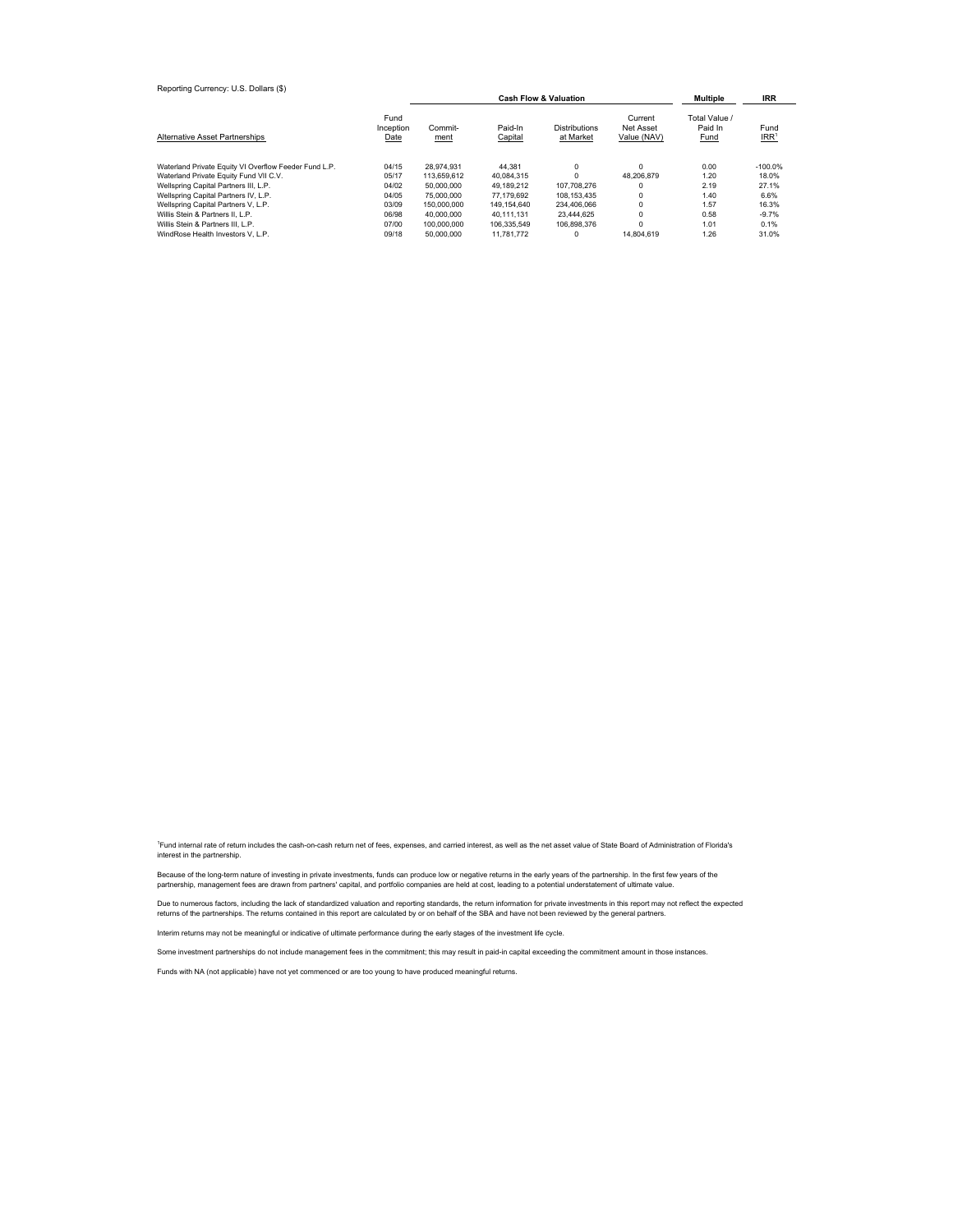Reporting Currency: U.S. Dollars ($)

| Alternative Asset Partnerships | Fund Inception Date | Cash Flow & Valuation Commit-ment | Paid-In Capital | Distributions at Market | Current Net Asset Value (NAV) | Multiple Total Value / Paid In Fund | IRR Fund IRR[1] |
|---|---|---|---|---|---|---|---|
| Waterland Private Equity VI Overflow Feeder Fund L.P. | 04/15 | 28,974,931 | 44,381 | 0 | 0 | 0.00 | -100.0% |
| Waterland Private Equity Fund VII C.V. | 05/17 | 113,659,612 | 40,084,315 | 0 | 48,206,879 | 1.20 | 18.0% |
| Wellspring Capital Partners III, L.P. | 04/02 | 50,000,000 | 49,189,212 | 107,708,276 | 0 | 2.19 | 27.1% |
| Wellspring Capital Partners IV, L.P. | 04/05 | 75,000,000 | 77,179,692 | 108,153,435 | 0 | 1.40 | 6.6% |
| Wellspring Capital Partners V, L.P. | 03/09 | 150,000,000 | 149,154,640 | 234,406,066 | 0 | 1.57 | 16.3% |
| Willis Stein & Partners II, L.P. | 06/98 | 40,000,000 | 40,111,131 | 23,444,625 | 0 | 0.58 | -9.7% |
| Willis Stein & Partners III, L.P. | 07/00 | 100,000,000 | 106,335,549 | 106,898,376 | 0 | 1.01 | 0.1% |
| WindRose Health Investors V, L.P. | 09/18 | 50,000,000 | 11,781,772 | 0 | 14,804,619 | 1.26 | 31.0% |

[1]Fund internal rate of return includes the cash-on-cash return net of fees, expenses, and carried interest, as well as the net asset value of State Board of Administration of Florida's interest in the partnership.

Because of the long-term nature of investing in private investments, funds can produce low or negative returns in the early years of the partnership. In the first few years of the partnership, management fees are drawn from partners' capital, and portfolio companies are held at cost, leading to a potential understatement of ultimate value.

Due to numerous factors, including the lack of standardized valuation and reporting standards, the return information for private investments in this report may not reflect the expected returns of the partnerships. The returns contained in this report are calculated by or on behalf of the SBA and have not been reviewed by the general partners.

Interim returns may not be meaningful or indicative of ultimate performance during the early stages of the investment life cycle.

Some investment partnerships do not include management fees in the commitment; this may result in paid-in capital exceeding the commitment amount in those instances.

Funds with NA (not applicable) have not yet commenced or are too young to have produced meaningful returns.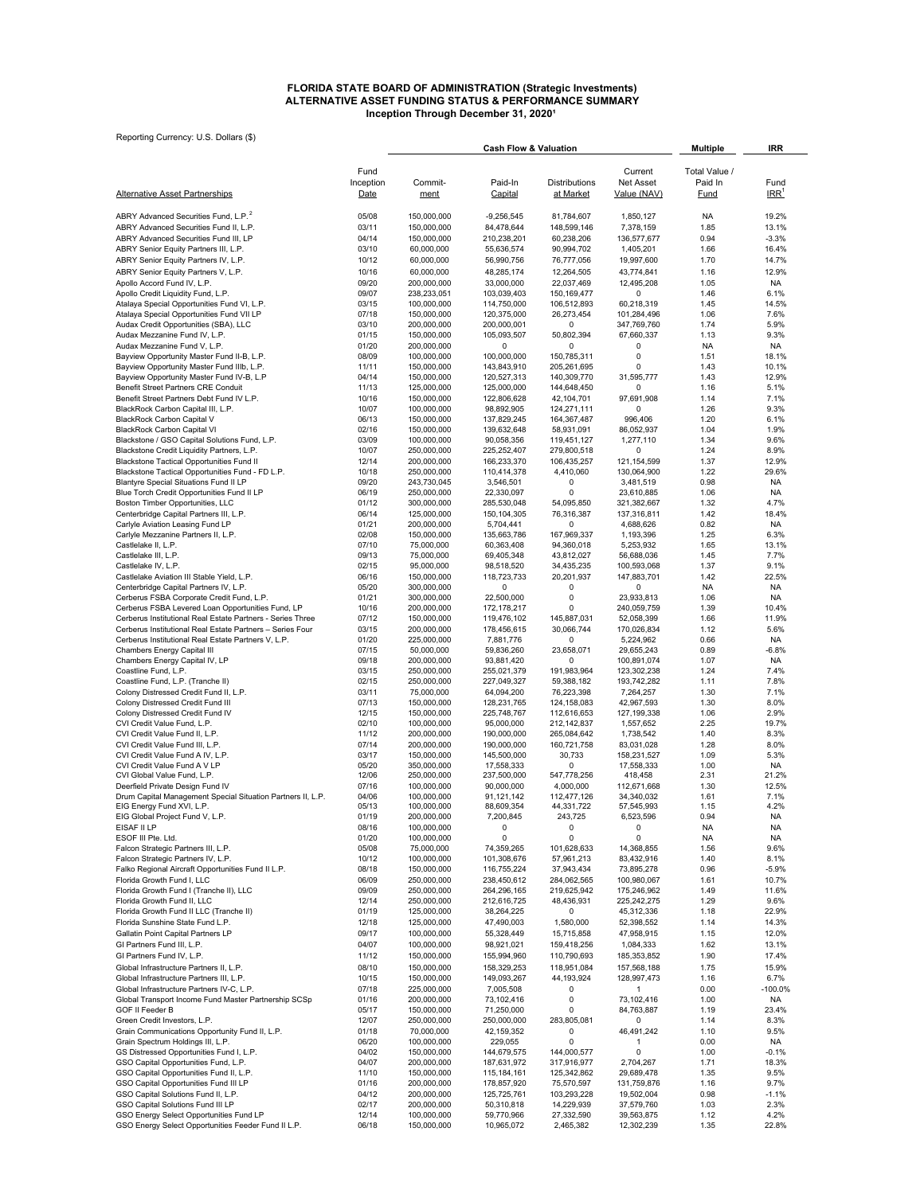# FLORIDA STATE BOARD OF ADMINISTRATION (Strategic Investments)
## ALTERNATIVE ASSET FUNDING STATUS & PERFORMANCE SUMMARY
### Inception Through December 31, 2020[1]

Reporting Currency: U.S. Dollars ($)

| Alternative Asset Partnerships | Fund Inception Date | Commitment | Paid-In Capital | Distributions at Market | Current Net Asset Value (NAV) | Total Value / Paid In Fund | Fund IRR[1] |
|---|---|---|---|---|---|---|---|
| | | **Cash Flow & Valuation** | | | | **Multiple** | **IRR** |
| ABRY Advanced Securities Fund, L.P.[2] | 05/08 | 150,000,000 | -9,256,545 | 81,784,607 | 1,850,127 | NA | 19.2% |
| ABRY Advanced Securities Fund II, L.P. | 03/11 | 150,000,000 | 84,478,644 | 148,599,146 | 7,378,159 | 1.85 | 13.1% |
| ABRY Advanced Securities Fund III, LP | 04/14 | 150,000,000 | 210,238,201 | 60,238,206 | 136,577,677 | 0.94 | -3.3% |
| ABRY Senior Equity Partners III, L.P. | 03/10 | 60,000,000 | 55,636,574 | 90,994,702 | 1,405,201 | 1.66 | 16.4% |
| ABRY Senior Equity Partners IV, L.P. | 10/12 | 60,000,000 | 56,990,756 | 76,777,056 | 19,997,600 | 1.70 | 14.7% |
| ABRY Senior Equity Partners V, L.P. | 10/16 | 60,000,000 | 48,285,174 | 12,264,505 | 43,774,841 | 1.16 | 12.9% |
| Apollo Accord Fund IV, L.P. | 09/20 | 200,000,000 | 33,000,000 | 22,037,469 | 12,495,208 | 1.05 | NA |
| Apollo Credit Liquidity Fund, L.P. | 09/07 | 238,233,051 | 103,039,403 | 150,169,477 | 0 | 1.46 | 6.1% |
| Atalaya Special Opportunities Fund VI, L.P. | 03/15 | 100,000,000 | 114,750,000 | 106,512,893 | 60,218,319 | 1.45 | 14.5% |
| Atalaya Special Opportunities Fund VII LP | 07/18 | 150,000,000 | 120,375,000 | 26,273,454 | 101,284,496 | 1.06 | 7.6% |
| Audax Credit Opportunities (SBA), LLC | 03/10 | 200,000,000 | 200,000,001 | 0 | 347,769,760 | 1.74 | 5.9% |
| Audax Mezzanine Fund IV, L.P. | 01/15 | 150,000,000 | 105,093,507 | 50,802,394 | 67,660,337 | 1.13 | 9.3% |
| Audax Mezzanine Fund V, L.P. | 01/20 | 200,000,000 | 0 | 0 | 0 | NA | NA |
| Bayview Opportunity Master Fund II-B, L.P. | 08/09 | 100,000,000 | 100,000,000 | 150,785,311 | 0 | 1.51 | 18.1% |
| Bayview Opportunity Master Fund IIIb, L.P. | 11/11 | 150,000,000 | 143,843,910 | 205,261,695 | 0 | 1.43 | 10.1% |
| Bayview Opportunity Master Fund IV-B, L.P | 04/14 | 150,000,000 | 120,527,313 | 140,309,770 | 31,595,777 | 1.43 | 12.9% |
| Benefit Street Partners CRE Conduit | 11/13 | 125,000,000 | 125,000,000 | 144,648,450 | 0 | 1.16 | 5.1% |
| Benefit Street Partners Debt Fund IV L.P. | 10/16 | 150,000,000 | 122,806,628 | 42,104,701 | 97,691,908 | 1.14 | 7.1% |
| BlackRock Carbon Capital III, L.P. | 10/07 | 100,000,000 | 98,892,905 | 124,271,111 | 0 | 1.26 | 9.3% |
| BlackRock Carbon Capital V | 06/13 | 150,000,000 | 137,829,245 | 164,367,487 | 996,406 | 1.20 | 6.1% |
| BlackRock Carbon Capital VI | 02/16 | 150,000,000 | 139,632,648 | 58,931,091 | 86,052,937 | 1.04 | 1.9% |
| Blackstone / GSO Capital Solutions Fund, L.P. | 03/09 | 100,000,000 | 90,058,356 | 119,451,127 | 1,277,110 | 1.34 | 9.6% |
| Blackstone Credit Liquidity Partners, L.P. | 10/07 | 250,000,000 | 225,252,407 | 279,800,518 | 0 | 1.24 | 8.9% |
| Blackstone Tactical Opportunities Fund II | 12/14 | 200,000,000 | 166,233,370 | 106,435,257 | 121,154,599 | 1.37 | 12.9% |
| Blackstone Tactical Opportunities Fund - FD L.P. | 10/18 | 250,000,000 | 110,414,378 | 4,410,060 | 130,064,900 | 1.22 | 29.6% |
| Blantyre Special Situations Fund II LP | 09/20 | 243,730,045 | 3,546,501 | 0 | 3,481,519 | 0.98 | NA |
| Blue Torch Credit Opportunities Fund II LP | 06/19 | 250,000,000 | 22,330,097 | 0 | 23,610,885 | 1.06 | NA |
| Boston Timber Opportunities, LLC | 01/12 | 300,000,000 | 285,530,048 | 54,095,850 | 321,382,667 | 1.32 | 4.7% |
| Centerbridge Capital Partners III, L.P. | 06/14 | 125,000,000 | 150,104,305 | 76,316,387 | 137,316,811 | 1.42 | 18.4% |
| Carlyle Aviation Leasing Fund LP | 01/21 | 200,000,000 | 5,704,441 | 0 | 4,688,626 | 0.82 | NA |
| Carlyle Mezzanine Partners II, L.P. | 02/08 | 150,000,000 | 135,663,786 | 167,969,337 | 1,193,396 | 1.25 | 6.3% |
| Castlelake II, L.P. | 07/10 | 75,000,000 | 60,363,408 | 94,360,018 | 5,253,932 | 1.65 | 13.1% |
| Castlelake III, L.P. | 09/13 | 75,000,000 | 69,405,348 | 43,812,027 | 56,688,036 | 1.45 | 7.7% |
| Castlelake IV, L.P. | 02/15 | 95,000,000 | 98,518,520 | 34,435,235 | 100,593,068 | 1.37 | 9.1% |
| Castlelake Aviation III Stable Yield, L.P. | 06/16 | 150,000,000 | 118,723,733 | 20,201,937 | 147,883,701 | 1.42 | 22.5% |
| Centerbridge Capital Partners IV, L.P. | 05/20 | 300,000,000 | 0 | 0 | 0 | NA | NA |
| Cerberus FSBA Corporate Credit Fund, L.P. | 01/21 | 300,000,000 | 22,500,000 | 0 | 23,933,813 | 1.06 | NA |
| Cerberus FSBA Levered Loan Opportunities Fund, LP | 10/16 | 200,000,000 | 172,178,217 | 0 | 240,059,759 | 1.39 | 10.4% |
| Cerberus Institutional Real Estate Partners - Series Three | 07/12 | 150,000,000 | 119,476,102 | 145,887,031 | 52,058,399 | 1.66 | 11.9% |
| Cerberus Institutional Real Estate Partners – Series Four | 03/15 | 200,000,000 | 178,456,615 | 30,066,744 | 170,026,834 | 1.12 | 5.6% |
| Cerberus Institutional Real Estate Partners V, L.P. | 01/20 | 225,000,000 | 7,881,776 | 0 | 5,224,962 | 0.66 | NA |
| Chambers Energy Capital III | 07/15 | 50,000,000 | 59,836,260 | 23,658,071 | 29,655,243 | 0.89 | -6.8% |
| Chambers Energy Capital IV, LP | 09/18 | 200,000,000 | 93,881,420 | 0 | 100,891,074 | 1.07 | NA |
| Coastline Fund, L.P. | 03/15 | 250,000,000 | 255,021,379 | 191,983,964 | 123,302,238 | 1.24 | 7.4% |
| Coastline Fund, L.P. (Tranche II) | 02/15 | 250,000,000 | 227,049,327 | 59,388,182 | 193,742,282 | 1.11 | 7.8% |
| Colony Distressed Credit Fund II, L.P. | 03/11 | 75,000,000 | 64,094,200 | 76,223,398 | 7,264,257 | 1.30 | 7.1% |
| Colony Distressed Credit Fund III | 07/13 | 150,000,000 | 128,231,765 | 124,158,083 | 42,967,593 | 1.30 | 8.0% |
| Colony Distressed Credit Fund IV | 12/15 | 150,000,000 | 225,748,767 | 112,616,653 | 127,199,338 | 1.06 | 2.9% |
| CVI Credit Value Fund, L.P. | 02/10 | 100,000,000 | 95,000,000 | 212,142,837 | 1,557,652 | 2.25 | 19.7% |
| CVI Credit Value Fund II, L.P. | 11/12 | 200,000,000 | 190,000,000 | 265,084,642 | 1,738,542 | 1.40 | 8.3% |
| CVI Credit Value Fund III, L.P. | 07/14 | 200,000,000 | 190,000,000 | 160,721,758 | 83,031,028 | 1.28 | 8.0% |
| CVI Credit Value Fund A IV, L.P. | 03/17 | 150,000,000 | 145,500,000 | 30,733 | 158,231,527 | 1.09 | 5.3% |
| CVI Credit Value Fund A V LP | 05/20 | 350,000,000 | 17,558,333 | 0 | 17,558,333 | 1.00 | NA |
| CVI Global Value Fund, L.P. | 12/06 | 250,000,000 | 237,500,000 | 547,778,256 | 418,458 | 2.31 | 21.2% |
| Deerfield Private Design Fund IV | 07/16 | 100,000,000 | 90,000,000 | 4,000,000 | 112,671,668 | 1.30 | 12.5% |
| Drum Capital Management Special Situation Partners II, L.P. | 04/06 | 100,000,000 | 91,121,142 | 112,477,126 | 34,340,032 | 1.61 | 7.1% |
| EIG Energy Fund XVI, L.P. | 05/13 | 100,000,000 | 88,609,354 | 44,331,722 | 57,545,993 | 1.15 | 4.2% |
| EIG Global Project Fund V, L.P. | 01/19 | 200,000,000 | 7,200,845 | 243,725 | 6,523,596 | 0.94 | NA |
| EISAF II LP | 08/16 | 100,000,000 | 0 | 0 | 0 | NA | NA |
| ESOF III Pte. Ltd. | 01/20 | 100,000,000 | 0 | 0 | 0 | NA | NA |
| Falcon Strategic Partners III, L.P. | 05/08 | 75,000,000 | 74,359,265 | 101,628,633 | 14,368,855 | 1.56 | 9.6% |
| Falcon Strategic Partners IV, L.P. | 10/12 | 100,000,000 | 101,308,676 | 57,961,213 | 83,432,916 | 1.40 | 8.1% |
| Falko Regional Aircraft Opportunities Fund II L.P. | 08/18 | 150,000,000 | 116,755,224 | 37,943,434 | 73,895,278 | 0.96 | -5.9% |
| Florida Growth Fund I, LLC | 06/09 | 250,000,000 | 238,450,612 | 284,062,565 | 100,980,067 | 1.61 | 10.7% |
| Florida Growth Fund I (Tranche II), LLC | 09/09 | 250,000,000 | 264,296,165 | 219,625,942 | 175,246,962 | 1.49 | 11.6% |
| Florida Growth Fund II, LLC | 12/14 | 250,000,000 | 212,616,725 | 48,436,931 | 225,242,275 | 1.29 | 9.6% |
| Florida Growth Fund II LLC (Tranche II) | 01/19 | 125,000,000 | 38,264,225 | 0 | 45,312,336 | 1.18 | 22.9% |
| Florida Sunshine State Fund L.P. | 12/18 | 125,000,000 | 47,490,003 | 1,580,000 | 52,398,552 | 1.14 | 14.3% |
| Gallatin Point Capital Partners LP | 09/17 | 100,000,000 | 55,328,449 | 15,715,858 | 47,958,915 | 1.15 | 12.0% |
| GI Partners Fund III, L.P. | 04/07 | 100,000,000 | 98,921,021 | 159,418,256 | 1,084,333 | 1.62 | 13.1% |
| GI Partners Fund IV, L.P. | 11/12 | 150,000,000 | 155,994,960 | 110,790,693 | 185,353,852 | 1.90 | 17.4% |
| Global Infrastructure Partners II, L.P. | 08/10 | 150,000,000 | 158,329,253 | 118,951,084 | 157,568,188 | 1.75 | 15.9% |
| Global Infrastructure Partners III, L.P. | 10/15 | 150,000,000 | 149,093,267 | 44,193,924 | 128,997,473 | 1.16 | 6.7% |
| Global Infrastructure Partners IV-C, L.P. | 07/18 | 225,000,000 | 7,005,508 | 0 | 1 | 0.00 | -100.0% |
| Global Transport Income Fund Master Partnership SCSp | 01/16 | 200,000,000 | 73,102,416 | 0 | 73,102,416 | 1.00 | NA |
| GOF II Feeder B | 05/17 | 150,000,000 | 71,250,000 | 0 | 84,763,887 | 1.19 | 23.4% |
| Green Credit Investors, L.P. | 12/07 | 250,000,000 | 250,000,000 | 283,805,081 | 0 | 1.14 | 8.3% |
| Grain Communications Opportunity Fund II, L.P. | 01/18 | 70,000,000 | 42,159,352 | 0 | 46,491,242 | 1.10 | 9.5% |
| Grain Spectrum Holdings III, L.P. | 06/20 | 100,000,000 | 229,055 | 0 | 1 | 0.00 | NA |
| GS Distressed Opportunities Fund I, L.P. | 04/02 | 150,000,000 | 144,679,575 | 144,000,577 | 0 | 1.00 | -0.1% |
| GSO Capital Opportunities Fund, L.P. | 04/07 | 200,000,000 | 187,631,972 | 317,916,977 | 2,704,267 | 1.71 | 18.3% |
| GSO Capital Opportunities Fund II, L.P. | 11/10 | 150,000,000 | 115,184,161 | 125,342,862 | 29,689,478 | 1.35 | 9.5% |
| GSO Capital Opportunities Fund III LP | 01/16 | 200,000,000 | 178,857,920 | 75,570,597 | 131,759,876 | 1.16 | 9.7% |
| GSO Capital Solutions Fund II, L.P. | 04/12 | 200,000,000 | 125,725,761 | 103,293,228 | 19,502,004 | 0.98 | -1.1% |
| GSO Capital Solutions Fund III LP | 02/17 | 200,000,000 | 50,310,818 | 14,229,939 | 37,579,760 | 1.03 | 2.3% |
| GSO Energy Select Opportunities Fund LP | 12/14 | 100,000,000 | 59,770,966 | 27,332,590 | 39,563,875 | 1.12 | 4.2% |
| GSO Energy Select Opportunities Feeder Fund II L.P. | 06/18 | 150,000,000 | 10,965,072 | 2,465,382 | 12,302,239 | 1.35 | 22.8% |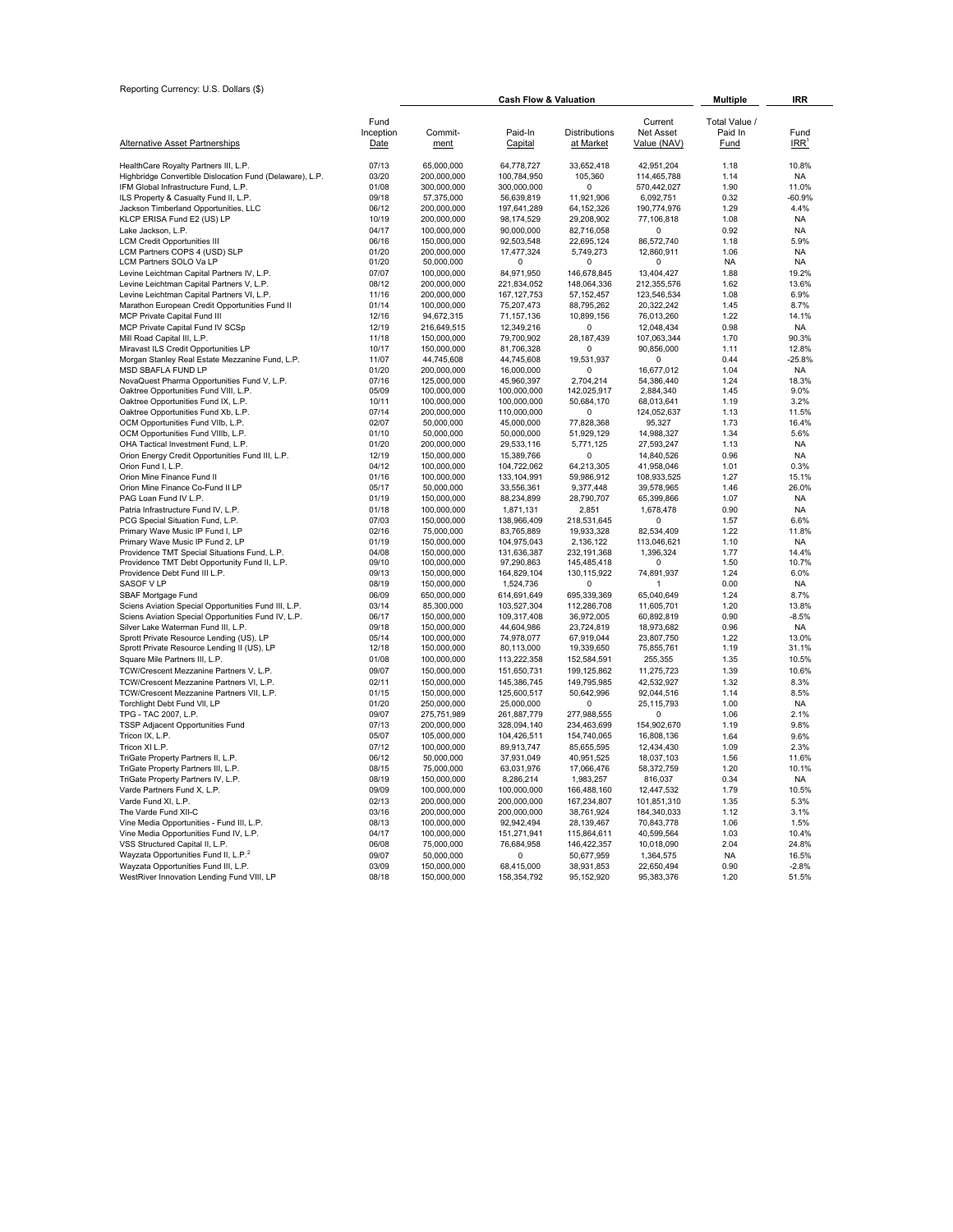Reporting Currency: U.S. Dollars ($)

| | | Cash Flow & Valuation | | | | Multiple | IRR |
|---|---|---|---|---|---|---|---|
| Alternative Asset Partnerships | Fund Inception Date | Commit-ment | Paid-In Capital | Distributions at Market | Current Net Asset Value (NAV) | Total Value / Paid In Fund | Fund IRR[1] |
| HealthCare Royalty Partners III, L.P. | 07/13 | 65,000,000 | 64,778,727 | 33,652,418 | 42,951,204 | 1.18 | 10.8% |
| Highbridge Convertible Dislocation Fund (Delaware), L.P. | 03/20 | 200,000,000 | 100,784,950 | 105,360 | 114,465,788 | 1.14 | NA |
| IFM Global Infrastructure Fund, L.P. | 01/08 | 300,000,000 | 300,000,000 | 0 | 570,442,027 | 1.90 | 11.0% |
| ILS Property & Casualty Fund II, L.P. | 09/18 | 57,375,000 | 56,639,819 | 11,921,906 | 6,092,751 | 0.32 | -60.9% |
| Jackson Timberland Opportunities, LLC | 06/12 | 200,000,000 | 197,641,289 | 64,152,326 | 190,774,976 | 1.29 | 4.4% |
| KLCP ERISA Fund E2 (US) LP | 10/19 | 200,000,000 | 98,174,529 | 29,208,902 | 77,106,818 | 1.08 | NA |
| Lake Jackson, L.P. | 04/17 | 100,000,000 | 90,000,000 | 82,716,058 | 0 | 0.92 | NA |
| LCM Credit Opportunities III | 06/16 | 150,000,000 | 92,503,548 | 22,695,124 | 86,572,740 | 1.18 | 5.9% |
| LCM Partners COPS 4 (USD) SLP | 01/20 | 200,000,000 | 17,477,324 | 5,749,273 | 12,860,911 | 1.06 | NA |
| LCM Partners SOLO Va LP | 01/20 | 50,000,000 | 0 | 0 | 0 | NA | NA |
| Levine Leichtman Capital Partners IV, L.P. | 07/07 | 100,000,000 | 84,971,950 | 146,678,845 | 13,404,427 | 1.88 | 19.2% |
| Levine Leichtman Capital Partners V, L.P. | 08/12 | 200,000,000 | 221,834,052 | 148,064,336 | 212,355,576 | 1.62 | 13.6% |
| Levine Leichtman Capital Partners VI, L.P. | 11/16 | 200,000,000 | 167,127,753 | 57,152,457 | 123,546,534 | 1.08 | 6.9% |
| Marathon European Credit Opportunities Fund II | 01/14 | 100,000,000 | 75,207,473 | 88,795,262 | 20,322,242 | 1.45 | 8.7% |
| MCP Private Capital Fund III | 12/16 | 94,672,315 | 71,157,136 | 10,899,156 | 76,013,260 | 1.22 | 14.1% |
| MCP Private Capital Fund IV SCSp | 12/19 | 216,649,515 | 12,349,216 | 0 | 12,048,434 | 0.98 | NA |
| Mill Road Capital III, L.P. | 11/18 | 150,000,000 | 79,700,902 | 28,187,439 | 107,063,344 | 1.70 | 90.3% |
| Miravast ILS Credit Opportunities LP | 10/17 | 150,000,000 | 81,706,328 | 0 | 90,856,000 | 1.11 | 12.8% |
| Morgan Stanley Real Estate Mezzanine Fund, L.P. | 11/07 | 44,745,608 | 44,745,608 | 19,531,937 | 0 | 0.44 | -25.8% |
| MSD SBAFLA FUND LP | 01/20 | 200,000,000 | 16,000,000 | 0 | 16,677,012 | 1.04 | NA |
| NovaQuest Pharma Opportunities Fund V, L.P. | 07/16 | 125,000,000 | 45,960,397 | 2,704,214 | 54,386,440 | 1.24 | 18.3% |
| Oaktree Opportunities Fund VIII, L.P. | 05/09 | 100,000,000 | 100,000,000 | 142,025,917 | 2,884,340 | 1.45 | 9.0% |
| Oaktree Opportunities Fund IX, L.P. | 10/11 | 100,000,000 | 100,000,000 | 50,684,170 | 68,013,641 | 1.19 | 3.2% |
| Oaktree Opportunities Fund Xb, L.P. | 07/14 | 200,000,000 | 110,000,000 | 0 | 124,052,637 | 1.13 | 11.5% |
| OCM Opportunities Fund VIIb, L.P. | 02/07 | 50,000,000 | 45,000,000 | 77,828,368 | 95,327 | 1.73 | 16.4% |
| OCM Opportunities Fund VIIIb, L.P. | 01/10 | 50,000,000 | 50,000,000 | 51,929,129 | 14,988,327 | 1.34 | 5.6% |
| OHA Tactical Investment Fund, L.P. | 01/20 | 200,000,000 | 29,533,116 | 5,771,125 | 27,593,247 | 1.13 | NA |
| Orion Energy Credit Opportunities Fund III, L.P. | 12/19 | 150,000,000 | 15,389,766 | 0 | 14,840,526 | 0.96 | NA |
| Orion Fund I, L.P. | 04/12 | 100,000,000 | 104,722,062 | 64,213,305 | 41,958,046 | 1.01 | 0.3% |
| Orion Mine Finance Fund II | 01/16 | 100,000,000 | 133,104,991 | 59,986,912 | 108,933,525 | 1.27 | 15.1% |
| Orion Mine Finance Co-Fund II LP | 05/17 | 50,000,000 | 33,556,361 | 9,377,448 | 39,578,965 | 1.46 | 26.0% |
| PAG Loan Fund IV L.P. | 01/19 | 150,000,000 | 88,234,899 | 28,790,707 | 65,399,866 | 1.07 | NA |
| Patria Infrastructure Fund IV, L.P. | 01/18 | 100,000,000 | 1,871,131 | 2,851 | 1,678,478 | 0.90 | NA |
| PCG Special Situation Fund, L.P. | 07/03 | 150,000,000 | 138,966,409 | 218,531,645 | 0 | 1.57 | 6.6% |
| Primary Wave Music IP Fund I, LP | 02/16 | 75,000,000 | 83,765,889 | 19,933,328 | 82,534,409 | 1.22 | 11.8% |
| Primary Wave Music IP Fund 2, LP | 01/19 | 150,000,000 | 104,975,043 | 2,136,122 | 113,046,621 | 1.10 | NA |
| Providence TMT Special Situations Fund, L.P. | 04/08 | 150,000,000 | 131,636,387 | 232,191,368 | 1,396,324 | 1.77 | 14.4% |
| Providence TMT Debt Opportunity Fund II, L.P. | 09/10 | 100,000,000 | 97,290,863 | 145,485,418 | 0 | 1.50 | 10.7% |
| Providence Debt Fund III L.P. | 09/13 | 150,000,000 | 164,829,104 | 130,115,922 | 74,891,937 | 1.24 | 6.0% |
| SASOF V LP | 08/19 | 150,000,000 | 1,524,736 | 0 | 1 | 0.00 | NA |
| SBAF Mortgage Fund | 06/09 | 650,000,000 | 614,691,649 | 695,339,369 | 65,040,649 | 1.24 | 8.7% |
| Sciens Aviation Special Opportunities Fund III, L.P. | 03/14 | 85,300,000 | 103,527,304 | 112,286,708 | 11,605,701 | 1.20 | 13.8% |
| Sciens Aviation Special Opportunities Fund IV, L.P. | 06/17 | 150,000,000 | 109,317,408 | 36,972,005 | 60,892,819 | 0.90 | -8.5% |
| Silver Lake Waterman Fund III, L.P. | 09/18 | 150,000,000 | 44,604,986 | 23,724,819 | 18,973,682 | 0.96 | NA |
| Sprott Private Resource Lending (US), LP | 05/14 | 100,000,000 | 74,978,077 | 67,919,044 | 23,807,750 | 1.22 | 13.0% |
| Sprott Private Resource Lending II (US), LP | 12/18 | 150,000,000 | 80,113,000 | 19,339,650 | 75,855,761 | 1.19 | 31.1% |
| Square Mile Partners III, L.P. | 01/08 | 100,000,000 | 113,222,358 | 152,584,591 | 255,355 | 1.35 | 10.5% |
| TCW/Crescent Mezzanine Partners V, L.P. | 09/07 | 150,000,000 | 151,650,731 | 199,125,862 | 11,275,723 | 1.39 | 10.6% |
| TCW/Crescent Mezzanine Partners VI, L.P. | 02/11 | 150,000,000 | 145,386,745 | 149,795,985 | 42,532,927 | 1.32 | 8.3% |
| TCW/Crescent Mezzanine Partners VII, L.P. | 01/15 | 150,000,000 | 125,600,517 | 50,642,996 | 92,044,516 | 1.14 | 8.5% |
| Torchlight Debt Fund VII, LP | 01/20 | 250,000,000 | 25,000,000 | 0 | 25,115,793 | 1.00 | NA |
| TPG - TAC 2007, L.P. | 09/07 | 275,751,989 | 261,887,779 | 277,988,555 | 0 | 1.06 | 2.1% |
| TSSP Adjacent Opportunities Fund | 07/13 | 200,000,000 | 328,094,140 | 234,463,699 | 154,902,670 | 1.19 | 9.8% |
| Tricon IX, L.P. | 05/07 | 105,000,000 | 104,426,511 | 154,740,065 | 16,808,136 | 1.64 | 9.6% |
| Tricon XI L.P. | 07/12 | 100,000,000 | 89,913,747 | 85,655,595 | 12,434,430 | 1.09 | 2.3% |
| TriGate Property Partners II, L.P. | 06/12 | 50,000,000 | 37,931,049 | 40,951,525 | 18,037,103 | 1.56 | 11.6% |
| TriGate Property Partners III, L.P. | 08/15 | 75,000,000 | 63,031,976 | 17,066,476 | 58,372,759 | 1.20 | 10.1% |
| TriGate Property Partners IV, L.P. | 08/19 | 150,000,000 | 8,286,214 | 1,983,257 | 816,037 | 0.34 | NA |
| Varde Partners Fund X, L.P. | 09/09 | 100,000,000 | 100,000,000 | 166,488,160 | 12,447,532 | 1.79 | 10.5% |
| Varde Fund XI, L.P. | 02/13 | 200,000,000 | 200,000,000 | 167,234,807 | 101,851,310 | 1.35 | 5.3% |
| The Varde Fund XII-C | 03/16 | 200,000,000 | 200,000,000 | 38,761,924 | 184,340,033 | 1.12 | 3.1% |
| Vine Media Opportunities - Fund III, L.P. | 08/13 | 100,000,000 | 92,942,494 | 28,139,467 | 70,843,778 | 1.06 | 1.5% |
| Vine Media Opportunities Fund IV, L.P. | 04/17 | 100,000,000 | 151,271,941 | 115,864,611 | 40,599,564 | 1.03 | 10.4% |
| VSS Structured Capital II, L.P. | 06/08 | 75,000,000 | 76,684,958 | 146,422,357 | 10,018,090 | 2.04 | 24.8% |
| Wayzata Opportunities Fund II, L.P.[2] | 09/07 | 50,000,000 | 0 | 50,677,959 | 1,364,575 | NA | 16.5% |
| Wayzata Opportunities Fund III, L.P. | 03/09 | 150,000,000 | 68,415,000 | 38,931,853 | 22,650,494 | 0.90 | -2.8% |
| WestRiver Innovation Lending Fund VIII, LP | 08/18 | 150,000,000 | 158,354,792 | 95,152,920 | 95,383,376 | 1.20 | 51.5% |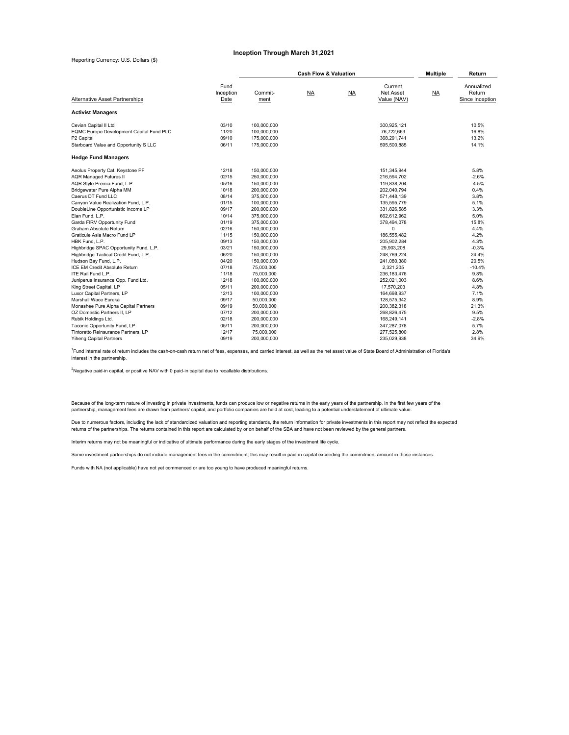**Inception Through March 31,2021**

Reporting Currency: U.S. Dollars ($)

| | | Cash Flow & Valuation | | | | Multiple | Return |
|---|---|---|---|---|---|---|---|
| Alternative Asset Partnerships | Fund Inception Date | Commit-ment | NA | NA | Current Net Asset Value (NAV) | NA | Annualized Return Since Inception |
| **Activist Managers** | | | | | | | |
| Cevian Capital II Ltd | 03/10 | 100,000,000 | | | 300,925,121 | | 10.5% |
| EQMC Europe Development Capital Fund PLC | 11/20 | 100,000,000 | | | 76,722,663 | | 16.8% |
| P2 Capital | 09/10 | 175,000,000 | | | 368,291,741 | | 13.2% |
| Starboard Value and Opportunity S LLC | 06/11 | 175,000,000 | | | 595,500,885 | | 14.1% |
| **Hedge Fund Managers** | | | | | | | |
| Aeolus Property Cat. Keystone PF | 12/18 | 150,000,000 | | | 151,345,944 | | 5.8% |
| AQR Managed Futures II | 02/15 | 250,000,000 | | | 216,594,702 | | -2.6% |
| AQR Style Premia Fund, L.P. | 05/16 | 150,000,000 | | | 119,838,204 | | -4.5% |
| Bridgewater Pure Alpha MM | 10/18 | 200,000,000 | | | 202,040,794 | | 0.4% |
| Caerus DT Fund LLC | 08/14 | 375,000,000 | | | 571,448,139 | | 3.8% |
| Canyon Value Realization Fund, L.P. | 01/15 | 100,000,000 | | | 135,595,779 | | 5.1% |
| DoubleLine Opportunistic Income LP | 09/17 | 200,000,000 | | | 331,826,585 | | 3.3% |
| Elan Fund, L.P. | 10/14 | 375,000,000 | | | 662,612,962 | | 5.0% |
| Garda FIRV Opportunity Fund | 01/19 | 375,000,000 | | | 378,494,078 | | 15.8% |
| Graham Absolute Return | 02/16 | 150,000,000 | | | 0 | | 4.4% |
| Graticule Asia Macro Fund LP | 11/15 | 150,000,000 | | | 186,555,482 | | 4.2% |
| HBK Fund, L.P. | 09/13 | 150,000,000 | | | 205,902,284 | | 4.3% |
| Highbridge SPAC Opportunity Fund, L.P. | 03/21 | 150,000,000 | | | 29,903,208 | | -0.3% |
| Highbridge Tactical Credit Fund, L.P. | 06/20 | 150,000,000 | | | 248,769,224 | | 24.4% |
| Hudson Bay Fund, L.P. | 04/20 | 150,000,000 | | | 241,080,380 | | 20.5% |
| ICE EM Credit Absolute Return | 07/18 | 75,000,000 | | | 2,321,205 | | -10.4% |
| ITE Rail Fund L.P. | 11/18 | 75,000,000 | | | 236,183,476 | | 9.8% |
| Juniperus Insurance Opp. Fund Ltd. | 12/18 | 100,000,000 | | | 252,021,003 | | 8.6% |
| King Street Capital, LP | 05/11 | 200,000,000 | | | 17,570,203 | | 4.8% |
| Luxor Capital Partners, LP | 12/13 | 100,000,000 | | | 164,698,937 | | 7.1% |
| Marshall Wace Eureka | 09/17 | 50,000,000 | | | 128,575,342 | | 8.9% |
| Monashee Pure Alpha Capital Partners | 09/19 | 50,000,000 | | | 200,382,318 | | 21.3% |
| OZ Domestic Partners II, LP | 07/12 | 200,000,000 | | | 268,826,475 | | 9.5% |
| Rubik Holdings Ltd. | 02/18 | 200,000,000 | | | 168,249,141 | | -2.8% |
| Taconic Opportunity Fund, LP | 05/11 | 200,000,000 | | | 347,287,078 | | 5.7% |
| Tintoretto Reinsurance Partners, LP | 12/17 | 75,000,000 | | | 277,525,800 | | 2.8% |
| Yiheng Capital Partners | 09/19 | 200,000,000 | | | 235,029,938 | | 34.9% |

[1]Fund internal rate of return includes the cash-on-cash return net of fees, expenses, and carried interest, as well as the net asset value of State Board of Administration of Florida's interest in the partnership.

[2]Negative paid-in capital, or positive NAV with 0 paid-in capital due to recallable distributions.

Because of the long-term nature of investing in private investments, funds can produce low or negative returns in the early years of the partnership. In the first few years of the partnership, management fees are drawn from partners' capital, and portfolio companies are held at cost, leading to a potential understatement of ultimate value.

Due to numerous factors, including the lack of standardized valuation and reporting standards, the return information for private investments in this report may not reflect the expected returns of the partnerships. The returns contained in this report are calculated by or on behalf of the SBA and have not been reviewed by the general partners.

Interim returns may not be meaningful or indicative of ultimate performance during the early stages of the investment life cycle.

Some investment partnerships do not include management fees in the commitment; this may result in paid-in capital exceeding the commitment amount in those instances.

Funds with NA (not applicable) have not yet commenced or are too young to have produced meaningful returns.